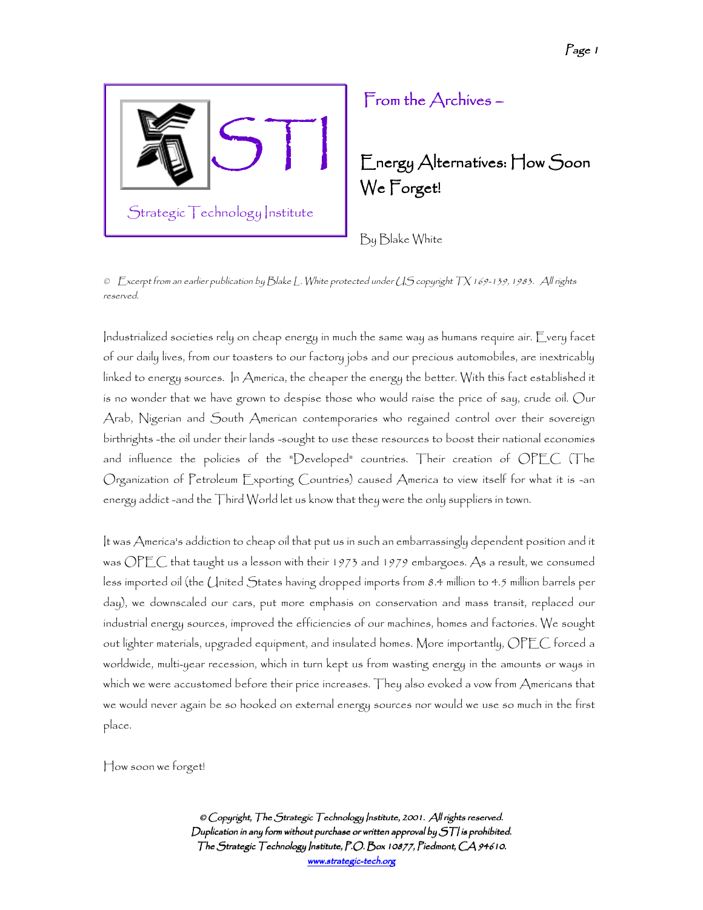STI

Strategic Technology Institute

From the Archives –

# Energy Alternatives: How Soon We Forget!

By Blake White

*© Excerpt from an earlier publication by Blake L. White protected under US copyright TX 169-139, 1983. All rights reserved.*

Industrialized societies rely on cheap energy in much the same way as humans require air. Every facet of our daily lives, from our toasters to our factory jobs and our precious automobiles, are inextricably linked to energy sources. In America, the cheaper the energy the better. With this fact established it is no wonder that we have grown to despise those who would raise the price of say, crude oil. Our Arab, Nigerian and South American contemporaries who regained control over their sovereign birthrights -the oil under their lands -sought to use these resources to boost their national economies and influence the policies of the "Developed" countries. Their creation of OPEC (The Organization of Petroleum Exporting Countries) caused America to view itself for what it is -an energy addict -and the Third World let us know that they were the only suppliers in town.

It was America's addiction to cheap oil that put us in such an embarrassingly dependent position and it was OPEC that taught us a lesson with their 1973 and 1979 embargoes. As a result, we consumed less imported oil (the United States having dropped imports from 8.4 million to 4.5 million barrels per day), we downscaled our cars, put more emphasis on conservation and mass transit, replaced our industrial energy sources, improved the efficiencies of our machines, homes and factories. We sought out lighter materials, upgraded equipment, and insulated homes. More importantly, OPEC forced a worldwide, multi-year recession, which in turn kept us from wasting energy in the amounts or ways in which we were accustomed before their price increases. They also evoked a vow from Americans that we would never again be so hooked on external energy sources nor would we use so much in the first place.

How soon we forget!

*© Copyright, The Strategic Technology Institute, 2001. All rights reserved.*
*Duplication in any form without purchase or written approval by STI is prohibited.*
*The Strategic Technology Institute, P.O. Box 10877, Piedmont, CA 94610.*
www.strategic-tech.org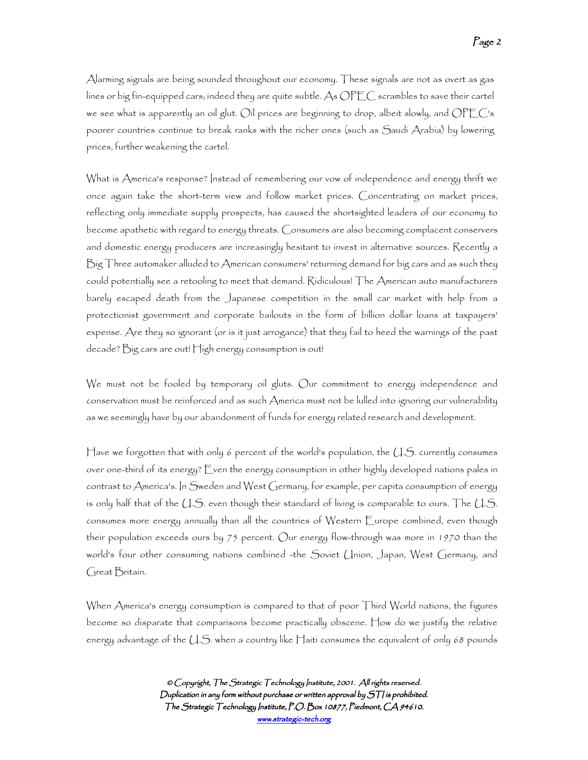Alarming signals are being sounded throughout our economy. These signals are not as overt as gas lines or big fin-equipped cars; indeed they are quite subtle. As OPEC scrambles to save their cartel we see what is apparently an oil glut. Oil prices are beginning to drop, albeit slowly, and OPEC's poorer countries continue to break ranks with the richer ones (such as Saudi Arabia) by lowering prices, further weakening the cartel.

What is America's response? Instead of remembering our vow of independence and energy thrift we once again take the short-term view and follow market prices. Concentrating on market prices, reflecting only immediate supply prospects, has caused the shortsighted leaders of our economy to become apathetic with regard to energy threats. Consumers are also becoming complacent conservers and domestic energy producers are increasingly hesitant to invest in alternative sources. Recently a Big Three automaker alluded to American consumers' returning demand for big cars and as such they could potentially see a retooling to meet that demand. Ridiculous! The American auto manufacturers barely escaped death from the Japanese competition in the small car market with help from a protectionist government and corporate bailouts in the form of billion dollar loans at taxpayers' expense. Are they so ignorant (or is it just arrogance) that they fail to heed the warnings of the past decade? Big cars are out! High energy consumption is out!

We must not be fooled by temporary oil gluts. Our commitment to energy independence and conservation must be reinforced and as such America must not be lulled into ignoring our vulnerability as we seemingly have by our abandonment of funds for energy related research and development.

Have we forgotten that with only 6 percent of the world's population, the U.S. currently consumes over one-third of its energy? Even the energy consumption in other highly developed nations pales in contrast to America's. In Sweden and West Germany, for example, per capita consumption of energy is only half that of the U.S. even though their standard of living is comparable to ours. The U.S. consumes more energy annually than all the countries of Western Europe combined, even though their population exceeds ours by 75 percent. Our energy flow-through was more in 1970 than the world's four other consuming nations combined -the Soviet Union, Japan, West Germany, and Great Britain.

When America's energy consumption is compared to that of poor Third World nations, the figures become so disparate that comparisons become practically obscene. How do we justify the relative energy advantage of the U.S. when a country like Haiti consumes the equivalent of only 68 pounds

© Copyright, The Strategic Technology Institute, 2001. All rights reserved.
Duplication in any form without purchase or written approval by STI is prohibited.
The Strategic Technology Institute, P.O. Box 10877, Piedmont, CA 94610.
www.strategic-tech.org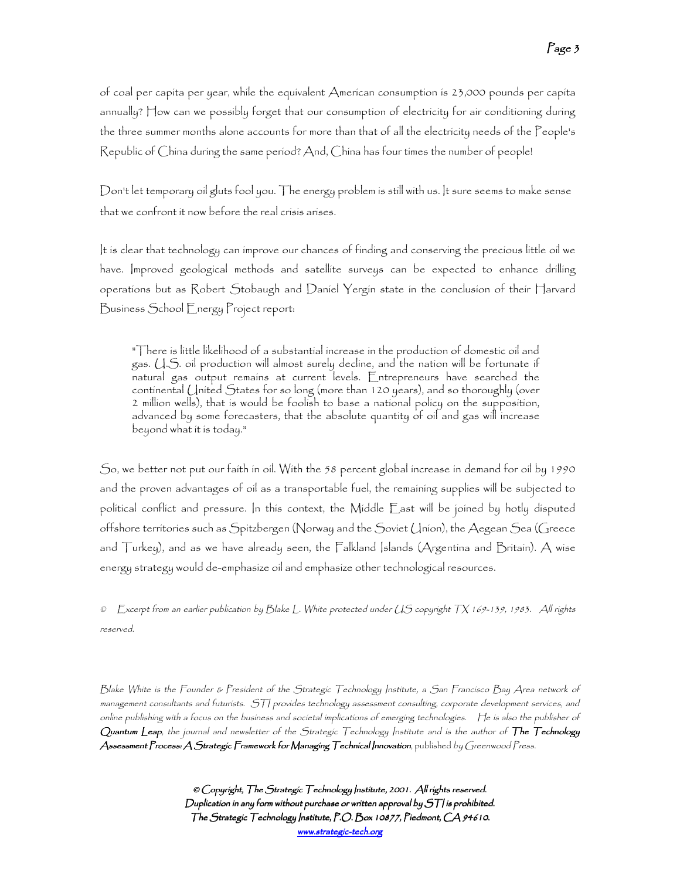of coal per capita per year, while the equivalent American consumption is 23,000 pounds per capita annually? How can we possibly forget that our consumption of electricity for air conditioning during the three summer months alone accounts for more than that of all the electricity needs of the People's Republic of China during the same period? And, China has four times the number of people!

Don't let temporary oil gluts fool you. The energy problem is still with us. It sure seems to make sense that we confront it now before the real crisis arises.

It is clear that technology can improve our chances of finding and conserving the precious little oil we have. Improved geological methods and satellite surveys can be expected to enhance drilling operations but as Robert Stobaugh and Daniel Yergin state in the conclusion of their Harvard Business School Energy Project report:

> "There is little likelihood of a substantial increase in the production of domestic oil and gas. U.S. oil production will almost surely decline, and the nation will be fortunate if natural gas output remains at current levels. Entrepreneurs have searched the continental United States for so long (more than 120 years), and so thoroughly (over 2 million wells), that is would be foolish to base a national policy on the supposition, advanced by some forecasters, that the absolute quantity of oil and gas will increase beyond what it is today."

So, we better not put our faith in oil. With the 58 percent global increase in demand for oil by 1990 and the proven advantages of oil as a transportable fuel, the remaining supplies will be subjected to political conflict and pressure. In this context, the Middle East will be joined by hotly disputed offshore territories such as Spitzbergen (Norway and the Soviet Union), the Aegean Sea (Greece and Turkey), and as we have already seen, the Falkland Islands (Argentina and Britain). A wise energy strategy would de-emphasize oil and emphasize other technological resources.

*© Excerpt from an earlier publication by Blake L. White protected under US copyright TX 169-139, 1983. All rights reserved.*

*Blake White is the Founder & President of the Strategic Technology Institute, a San Francisco Bay Area network of management consultants and futurists. STI provides technology assessment consulting, corporate development services, and online publishing with a focus on the business and societal implications of emerging technologies. He is also the publisher of **Quantum Leap**, the journal and newsletter of the Strategic Technology Institute and is the author of **The Technology Assessment Process: A Strategic Framework for Managing Technical Innovation**, published by Greenwood Press.*

**© Copyright, The Strategic Technology Institute, 2001. All rights reserved.**
**Duplication in any form without purchase or written approval by STI is prohibited.**
**The Strategic Technology Institute, P.O. Box 10877, Piedmont, CA 94610.**
**www.strategic-tech.org**